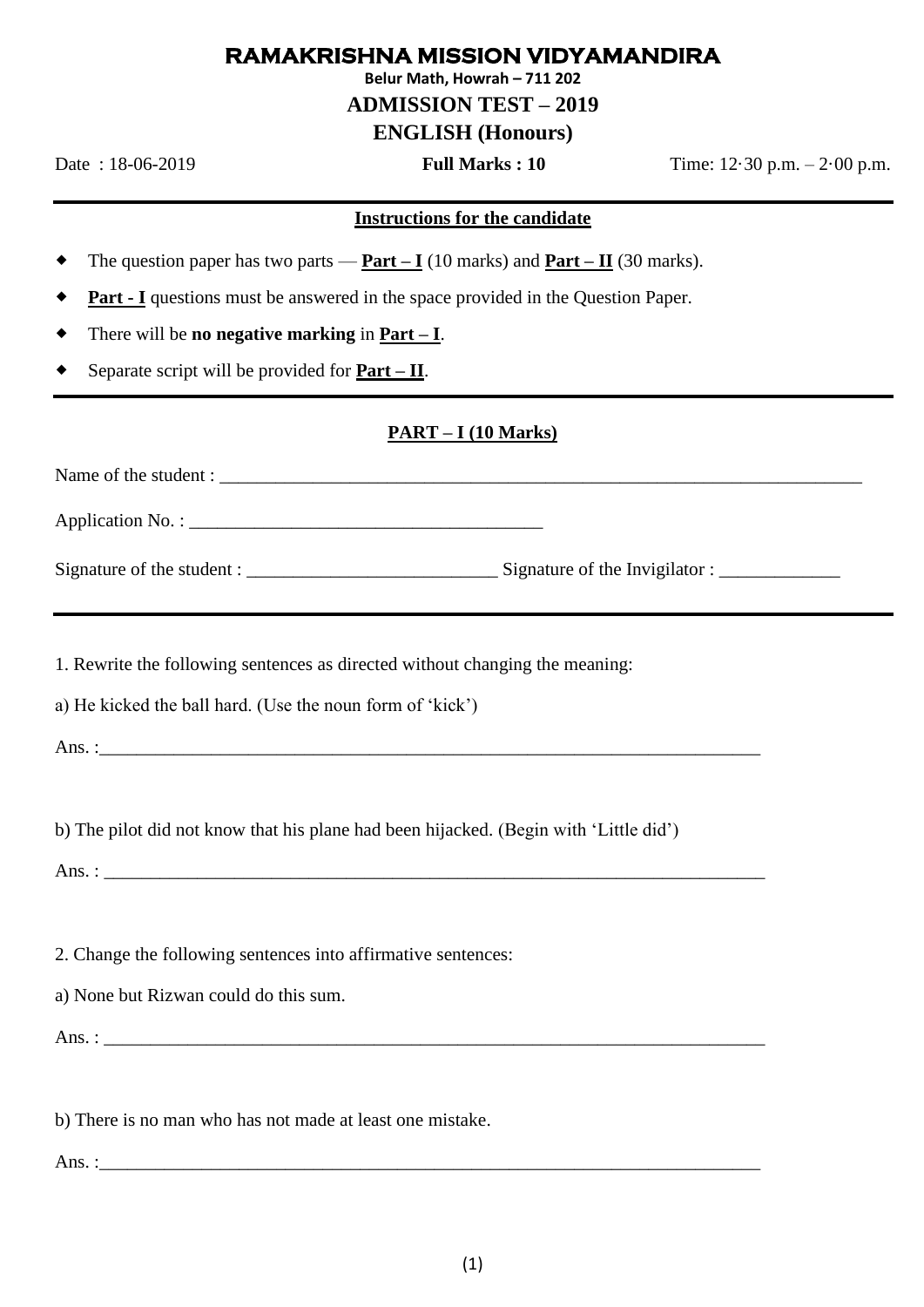# RAMAKRISHNA MISSION VIDYAMANDIRA

**Belur Math, Howrah – 711 202**

## ADMISSION TEST – 2019

## ENGLISH (Honours)

Date : 18-06-2019 **Full Marks : 10** Time: 12·30 p.m. – 2·00 p.m.

---

**Instructions for the candidate**

- The question paper has two parts — **Part – I** (10 marks) and **Part – II** (30 marks).
- **Part - I** questions must be answered in the space provided in the Question Paper.
- There will be **no negative marking** in **Part – I**.
- Separate script will be provided for **Part – II**.

---

### PART – I (10 Marks)

Name of the student : ______________________________________________________________________

Application No. : ______________________________________

Signature of the student : ___________________________ Signature of the Invigilator : _____________

---

1. Rewrite the following sentences as directed without changing the meaning:

a) He kicked the ball hard. (Use the noun form of 'kick')

Ans. :________________________________________________________________________

b) The pilot did not know that his plane had been hijacked. (Begin with 'Little did')

Ans. : ________________________________________________________________________

2. Change the following sentences into affirmative sentences:

a) None but Rizwan could do this sum.

Ans. : ________________________________________________________________________

b) There is no man who has not made at least one mistake.

Ans. :________________________________________________________________________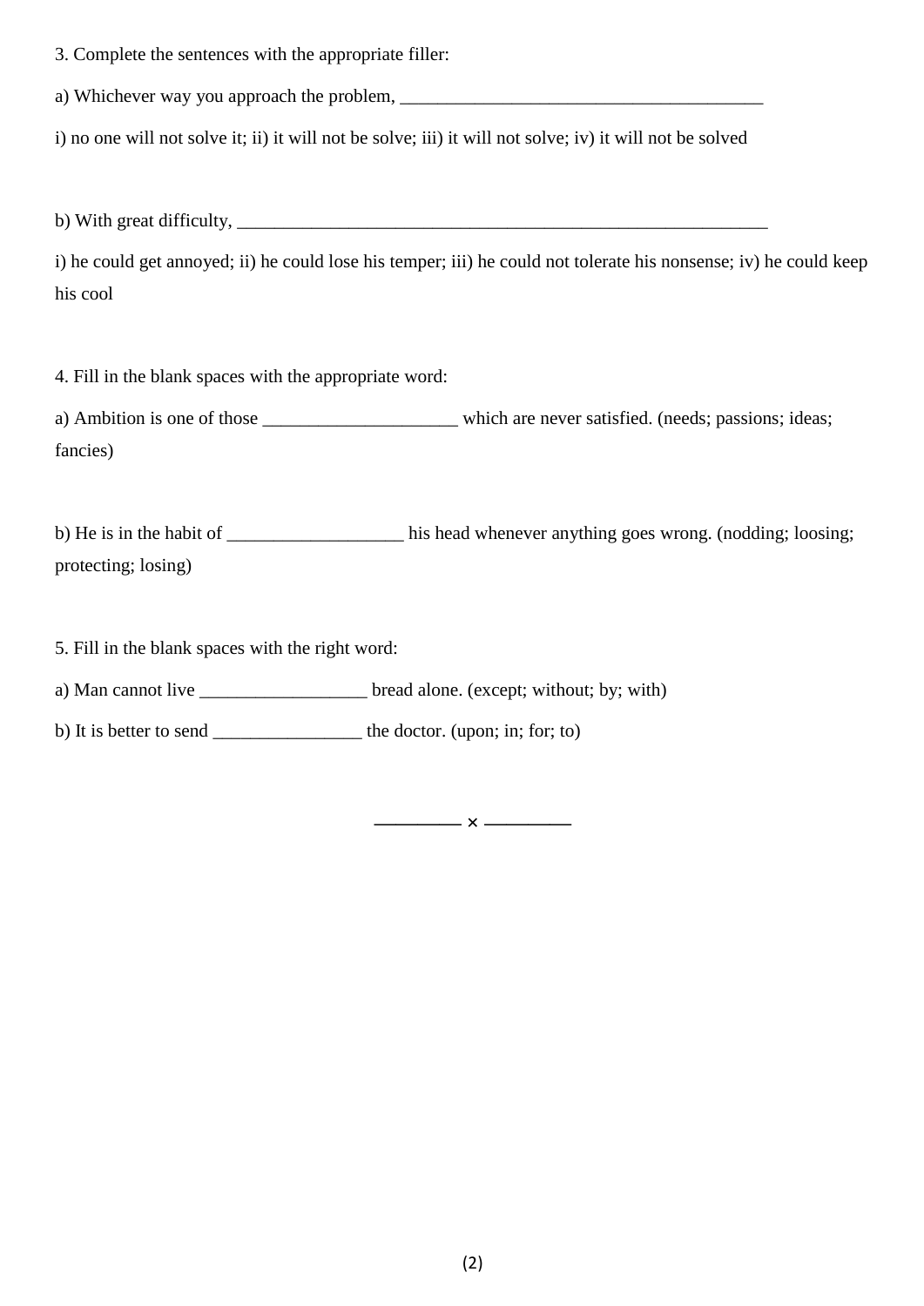3. Complete the sentences with the appropriate filler:

a) Whichever way you approach the problem, ________________________________________

i) no one will not solve it; ii) it will not be solve; iii) it will not solve; iv) it will not be solved

b) With great difficulty, ___________________________________________________________

i) he could get annoyed; ii) he could lose his temper; iii) he could not tolerate his nonsense; iv) he could keep his cool

4. Fill in the blank spaces with the appropriate word:

a) Ambition is one of those _____________________ which are never satisfied. (needs; passions; ideas; fancies)

b) He is in the habit of ___________________ his head whenever anything goes wrong. (nodding; loosing; protecting; losing)

5. Fill in the blank spaces with the right word:

a) Man cannot live __________________ bread alone. (except; without; by; with)

b) It is better to send ________________ the doctor. (upon; in; for; to)

_________ × _________